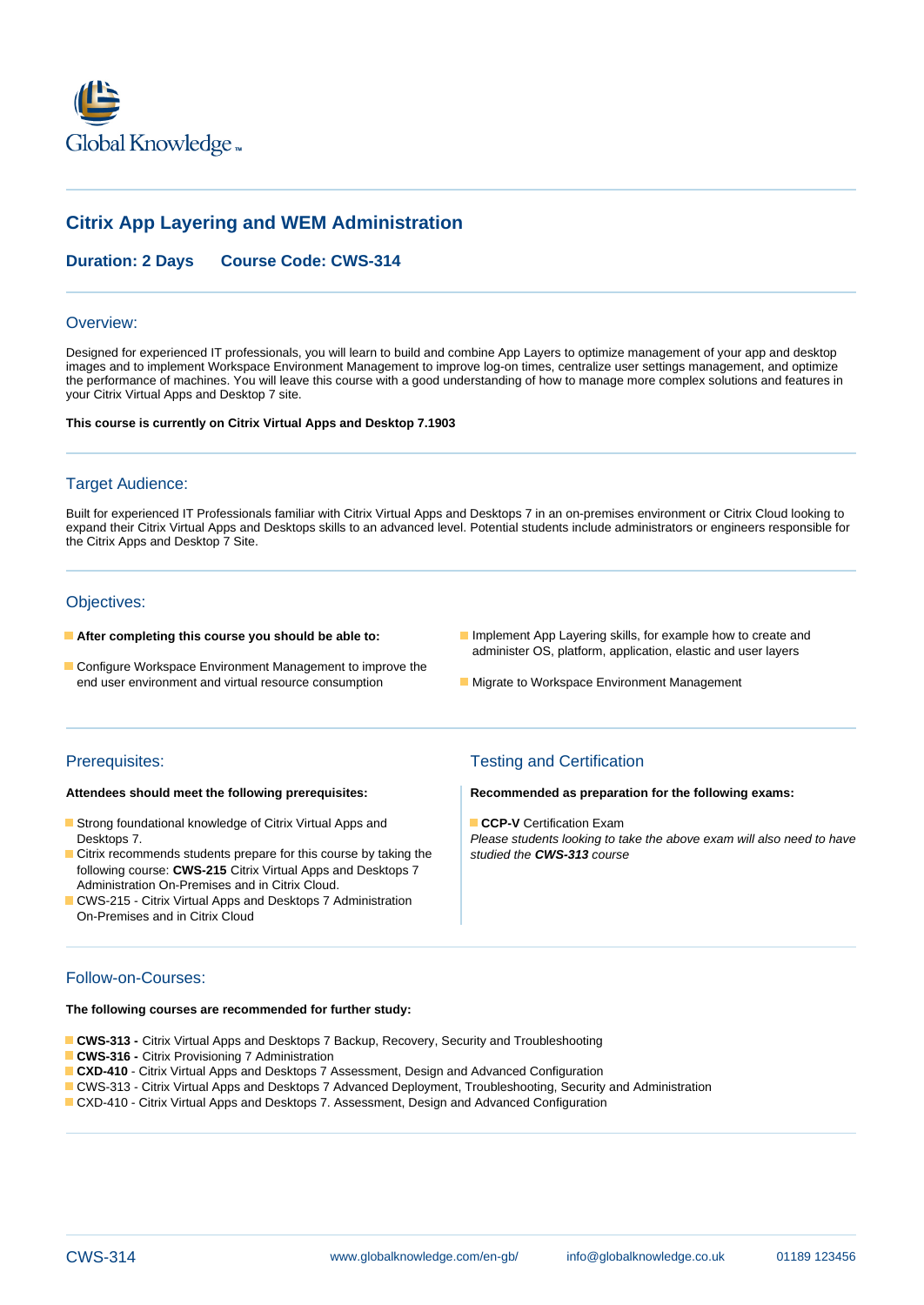Global Knowledge

# Citrix App Layering and WEM Administration

**Duration: 2 Days Course Code: CWS-314**

## Overview:

Designed for experienced IT professionals, you will learn to build and combine App Layers to optimize management of your app and desktop images and to implement Workspace Environment Management to improve log-on times, centralize user settings management, and optimize the performance of machines. You will leave this course with a good understanding of how to manage more complex solutions and features in your Citrix Virtual Apps and Desktop 7 site.

**This course is currently on Citrix Virtual Apps and Desktop 7.1903**

## Target Audience:

Built for experienced IT Professionals familiar with Citrix Virtual Apps and Desktops 7 in an on-premises environment or Citrix Cloud looking to expand their Citrix Virtual Apps and Desktops skills to an advanced level. Potential students include administrators or engineers responsible for the Citrix Apps and Desktop 7 Site.

## Objectives:

- **After completing this course you should be able to:**
- Configure Workspace Environment Management to improve the end user environment and virtual resource consumption
- Implement App Layering skills, for example how to create and administer OS, platform, application, elastic and user layers
- Migrate to Workspace Environment Management

## Prerequisites:

**Attendees should meet the following prerequisites:**

- Strong foundational knowledge of Citrix Virtual Apps and Desktops 7.
- Citrix recommends students prepare for this course by taking the following course: **CWS-215** Citrix Virtual Apps and Desktops 7 Administration On-Premises and in Citrix Cloud.
- CWS-215 - Citrix Virtual Apps and Desktops 7 Administration On-Premises and in Citrix Cloud

## Testing and Certification

**Recommended as preparation for the following exams:**

- **CCP-V** Certification Exam

*Please students looking to take the above exam will also need to have studied the **CWS-313** course*

## Follow-on-Courses:

**The following courses are recommended for further study:**

- **CWS-313 -** Citrix Virtual Apps and Desktops 7 Backup, Recovery, Security and Troubleshooting
- **CWS-316 -** Citrix Provisioning 7 Administration
- **CXD-410** - Citrix Virtual Apps and Desktops 7 Assessment, Design and Advanced Configuration
- CWS-313 - Citrix Virtual Apps and Desktops 7 Advanced Deployment, Troubleshooting, Security and Administration
- CXD-410 - Citrix Virtual Apps and Desktops 7. Assessment, Design and Advanced Configuration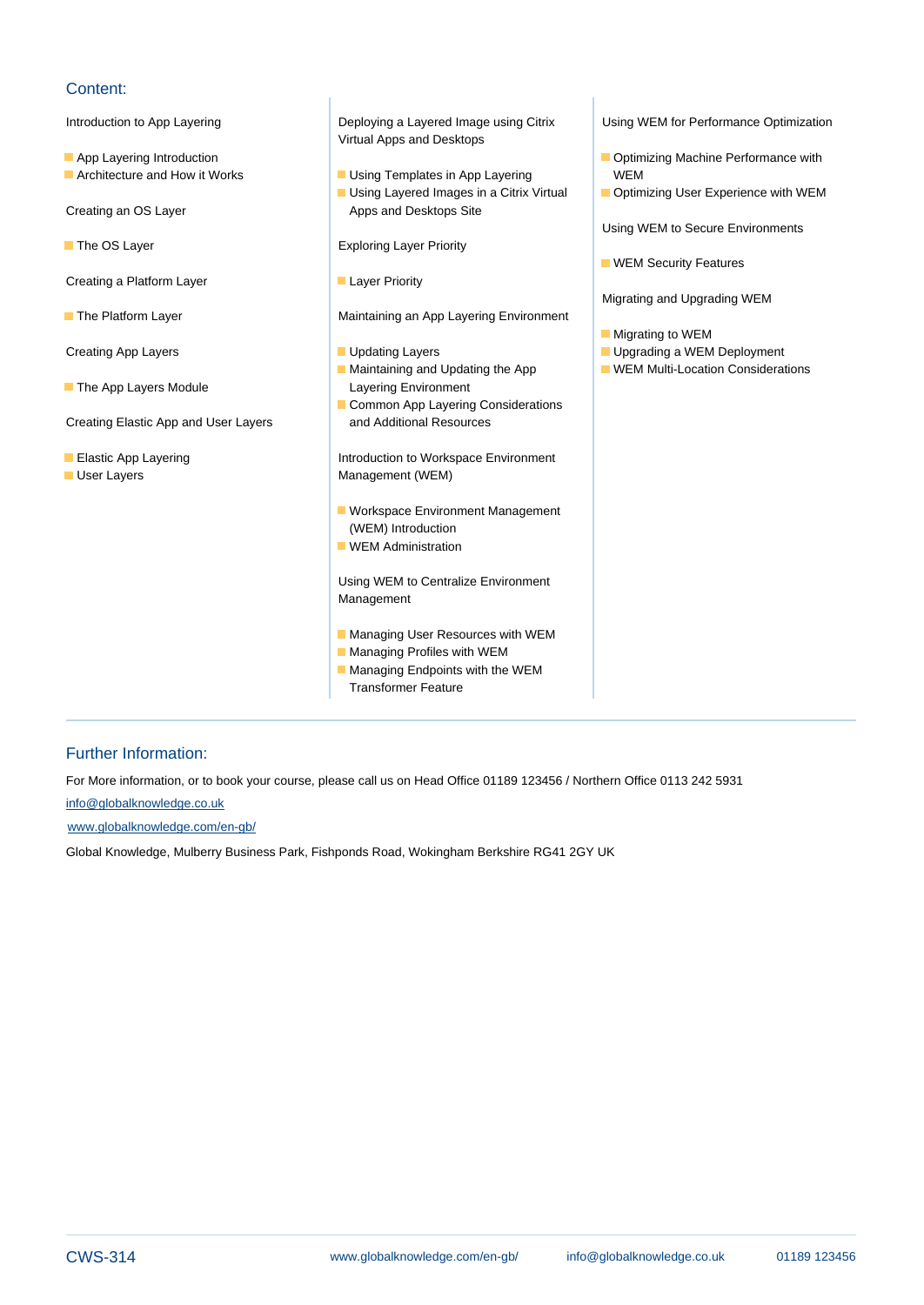## Content:

Introduction to App Layering

- App Layering Introduction
- Architecture and How it Works

Creating an OS Layer

- The OS Layer

Creating a Platform Layer

- The Platform Layer

Creating App Layers

- The App Layers Module

Creating Elastic App and User Layers

- Elastic App Layering
- User Layers

Deploying a Layered Image using Citrix Virtual Apps and Desktops

- Using Templates in App Layering
- Using Layered Images in a Citrix Virtual Apps and Desktops Site

Exploring Layer Priority

- Layer Priority

Maintaining an App Layering Environment

- Updating Layers
- Maintaining and Updating the App Layering Environment
- Common App Layering Considerations and Additional Resources

Introduction to Workspace Environment Management (WEM)

- Workspace Environment Management (WEM) Introduction
- WEM Administration

Using WEM to Centralize Environment Management

- Managing User Resources with WEM
- Managing Profiles with WEM
- Managing Endpoints with the WEM Transformer Feature

Using WEM for Performance Optimization

- Optimizing Machine Performance with WEM
- Optimizing User Experience with WEM

Using WEM to Secure Environments

- WEM Security Features

Migrating and Upgrading WEM

- Migrating to WEM
- Upgrading a WEM Deployment
- WEM Multi-Location Considerations

## Further Information:

For More information, or to book your course, please call us on Head Office 01189 123456 / Northern Office 0113 242 5931

info@globalknowledge.co.uk

www.globalknowledge.com/en-gb/

Global Knowledge, Mulberry Business Park, Fishponds Road, Wokingham Berkshire RG41 2GY UK